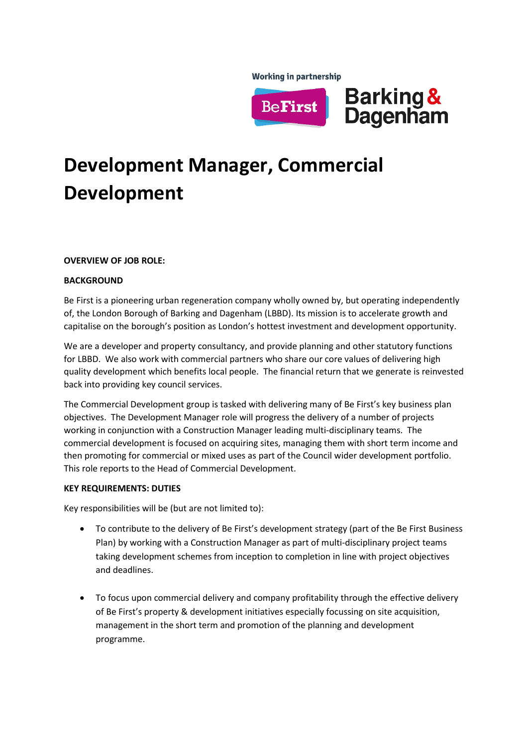Working in partnership

# Development Manager, Commercial Development

**OVERVIEW OF JOB ROLE:**

**BACKGROUND**

Be First is a pioneering urban regeneration company wholly owned by, but operating independently of, the London Borough of Barking and Dagenham (LBBD). Its mission is to accelerate growth and capitalise on the borough's position as London's hottest investment and development opportunity.

We are a developer and property consultancy, and provide planning and other statutory functions for LBBD. We also work with commercial partners who share our core values of delivering high quality development which benefits local people. The financial return that we generate is reinvested back into providing key council services.

The Commercial Development group is tasked with delivering many of Be First's key business plan objectives. The Development Manager role will progress the delivery of a number of projects working in conjunction with a Construction Manager leading multi-disciplinary teams. The commercial development is focused on acquiring sites, managing them with short term income and then promoting for commercial or mixed uses as part of the Council wider development portfolio. This role reports to the Head of Commercial Development.

**KEY REQUIREMENTS: DUTIES**

Key responsibilities will be (but are not limited to):

- To contribute to the delivery of Be First's development strategy (part of the Be First Business Plan) by working with a Construction Manager as part of multi-disciplinary project teams taking development schemes from inception to completion in line with project objectives and deadlines.

- To focus upon commercial delivery and company profitability through the effective delivery of Be First's property & development initiatives especially focussing on site acquisition, management in the short term and promotion of the planning and development programme.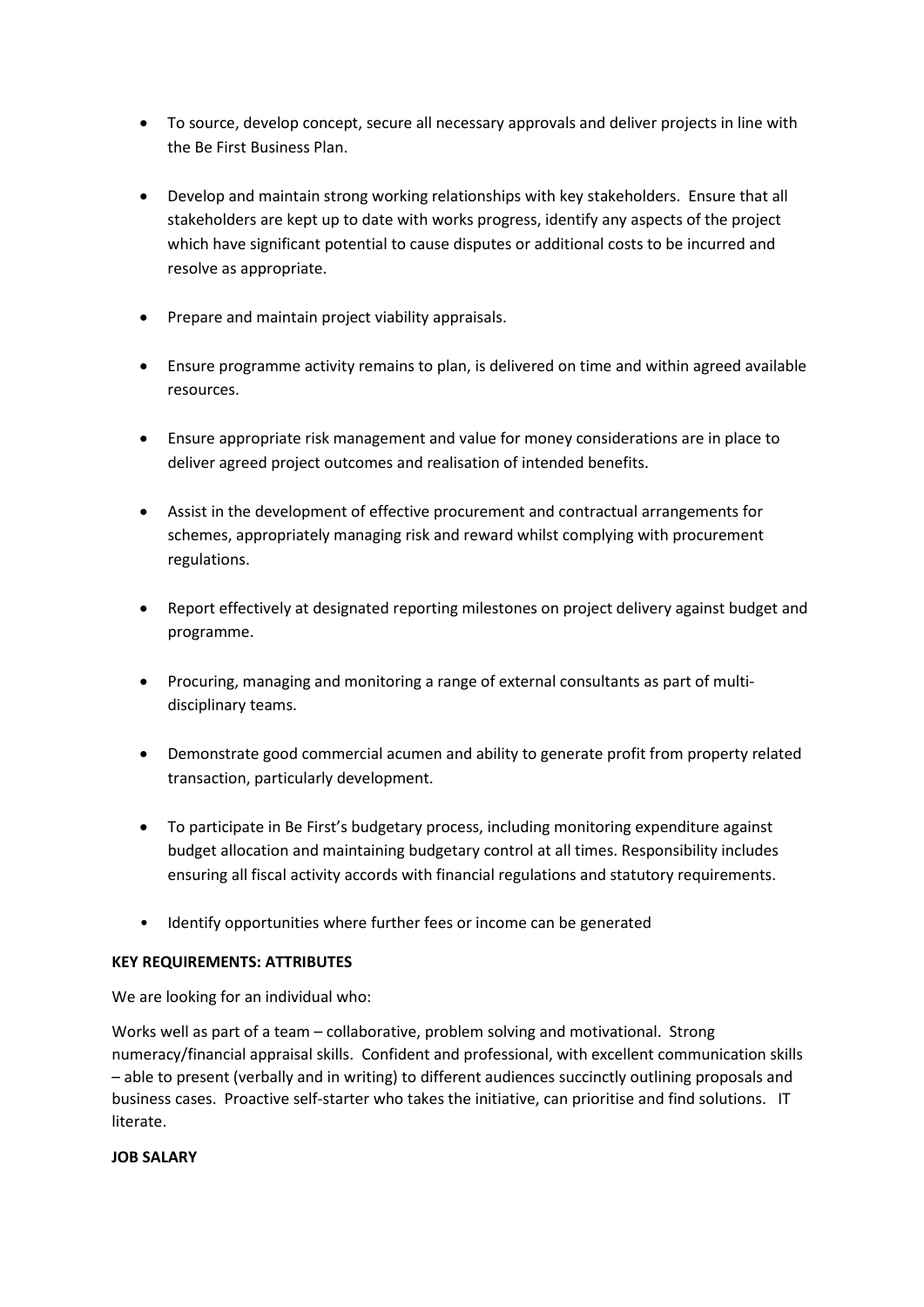- To source, develop concept, secure all necessary approvals and deliver projects in line with the Be First Business Plan.
- Develop and maintain strong working relationships with key stakeholders. Ensure that all stakeholders are kept up to date with works progress, identify any aspects of the project which have significant potential to cause disputes or additional costs to be incurred and resolve as appropriate.
- Prepare and maintain project viability appraisals.
- Ensure programme activity remains to plan, is delivered on time and within agreed available resources.
- Ensure appropriate risk management and value for money considerations are in place to deliver agreed project outcomes and realisation of intended benefits.
- Assist in the development of effective procurement and contractual arrangements for schemes, appropriately managing risk and reward whilst complying with procurement regulations.
- Report effectively at designated reporting milestones on project delivery against budget and programme.
- Procuring, managing and monitoring a range of external consultants as part of multi-disciplinary teams.
- Demonstrate good commercial acumen and ability to generate profit from property related transaction, particularly development.
- To participate in Be First's budgetary process, including monitoring expenditure against budget allocation and maintaining budgetary control at all times. Responsibility includes ensuring all fiscal activity accords with financial regulations and statutory requirements.
- Identify opportunities where further fees or income can be generated

**KEY REQUIREMENTS: ATTRIBUTES**

We are looking for an individual who:

Works well as part of a team – collaborative, problem solving and motivational. Strong numeracy/financial appraisal skills. Confident and professional, with excellent communication skills – able to present (verbally and in writing) to different audiences succinctly outlining proposals and business cases. Proactive self-starter who takes the initiative, can prioritise and find solutions. IT literate.

**JOB SALARY**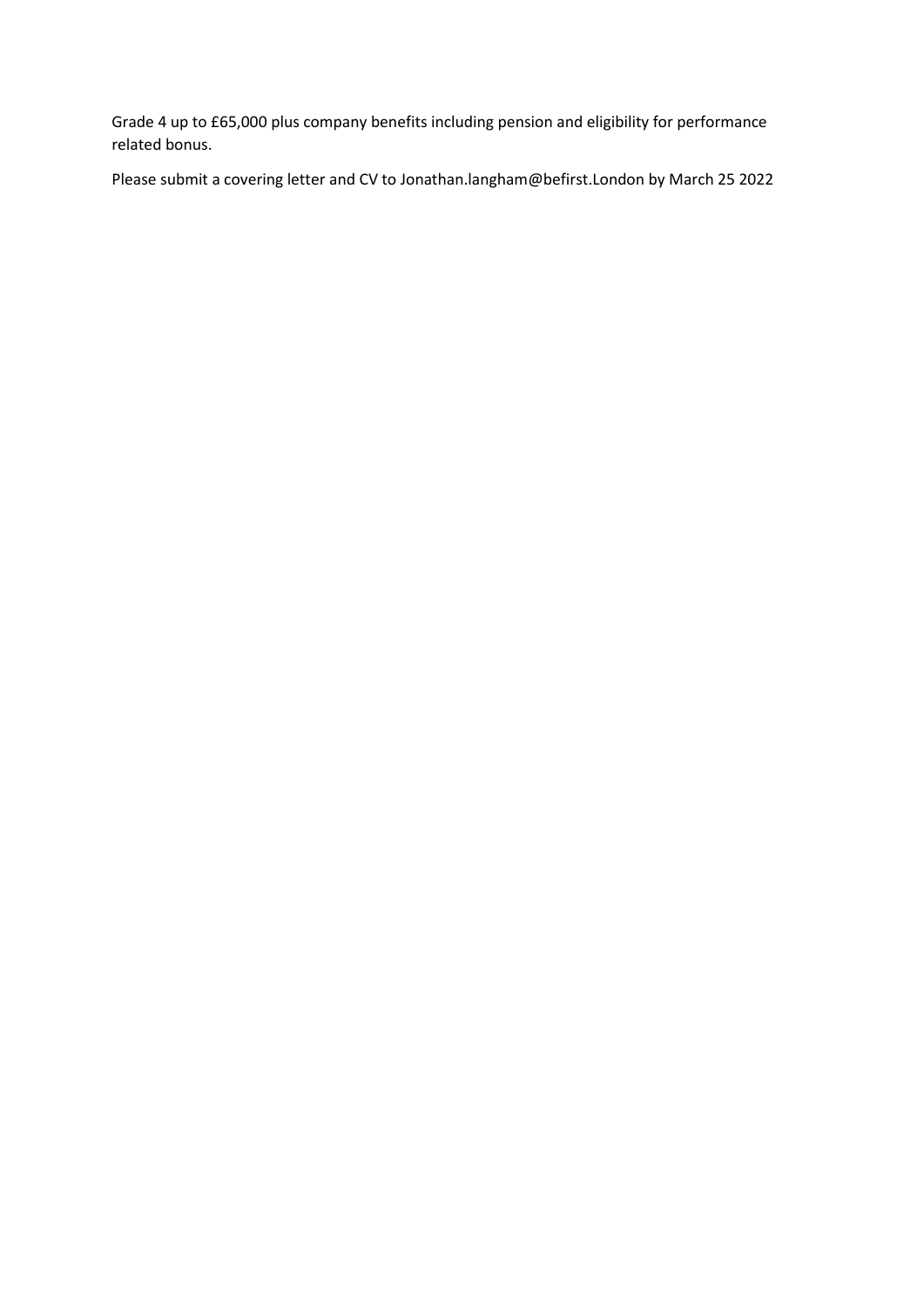Grade 4 up to £65,000 plus company benefits including pension and eligibility for performance related bonus.

Please submit a covering letter and CV to Jonathan.langham@befirst.London by March 25 2022